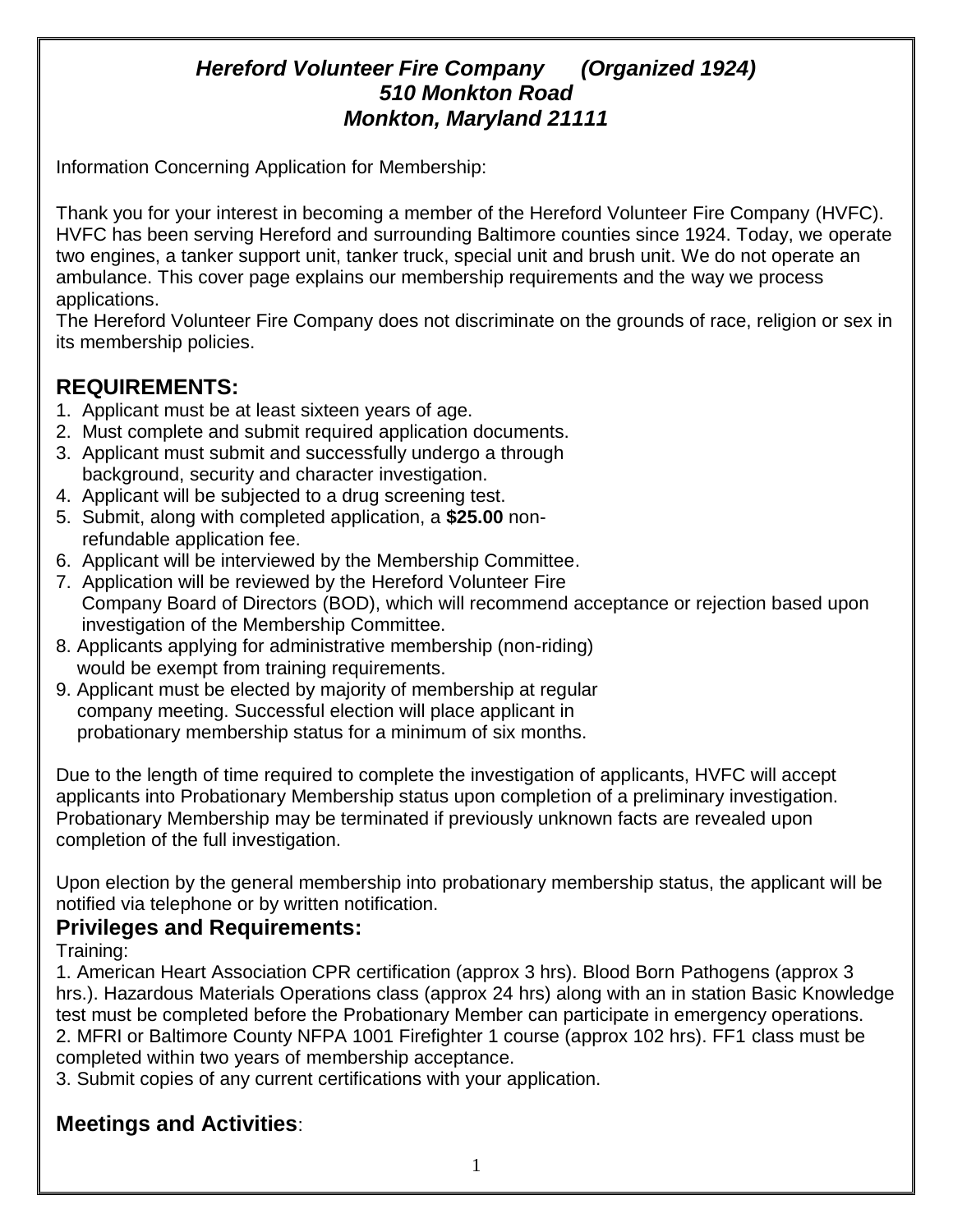***Hereford Volunteer Fire Company (Organized 1924)***
***510 Monkton Road***
***Monkton, Maryland 21111***

Information Concerning Application for Membership:

Thank you for your interest in becoming a member of the Hereford Volunteer Fire Company (HVFC). HVFC has been serving Hereford and surrounding Baltimore counties since 1924. Today, we operate two engines, a tanker support unit, tanker truck, special unit and brush unit. We do not operate an ambulance. This cover page explains our membership requirements and the way we process applications.
The Hereford Volunteer Fire Company does not discriminate on the grounds of race, religion or sex in its membership policies.

## REQUIREMENTS:

1. Applicant must be at least sixteen years of age.
2. Must complete and submit required application documents.
3. Applicant must submit and successfully undergo a through background, security and character investigation.
4. Applicant will be subjected to a drug screening test.
5. Submit, along with completed application, a **$25.00** non-refundable application fee.
6. Applicant will be interviewed by the Membership Committee.
7. Application will be reviewed by the Hereford Volunteer Fire Company Board of Directors (BOD), which will recommend acceptance or rejection based upon investigation of the Membership Committee.
8. Applicants applying for administrative membership (non-riding) would be exempt from training requirements.
9. Applicant must be elected by majority of membership at regular company meeting. Successful election will place applicant in probationary membership status for a minimum of six months.

Due to the length of time required to complete the investigation of applicants, HVFC will accept applicants into Probationary Membership status upon completion of a preliminary investigation. Probationary Membership may be terminated if previously unknown facts are revealed upon completion of the full investigation.

Upon election by the general membership into probationary membership status, the applicant will be notified via telephone or by written notification.

## Privileges and Requirements:

Training:

1. American Heart Association CPR certification (approx 3 hrs). Blood Born Pathogens (approx 3 hrs.). Hazardous Materials Operations class (approx 24 hrs) along with an in station Basic Knowledge test must be completed before the Probationary Member can participate in emergency operations.
2. MFRI or Baltimore County NFPA 1001 Firefighter 1 course (approx 102 hrs). FF1 class must be completed within two years of membership acceptance.
3. Submit copies of any current certifications with your application.

## Meetings and Activities: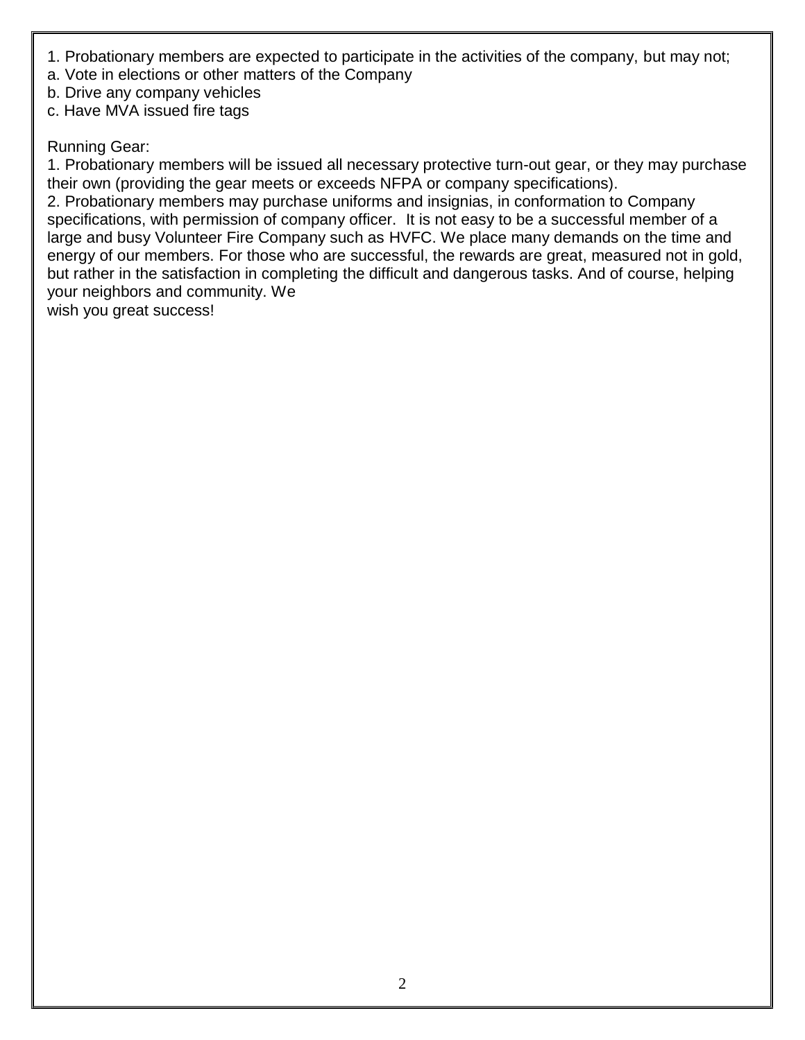1. Probationary members are expected to participate in the activities of the company, but may not;

a. Vote in elections or other matters of the Company

b. Drive any company vehicles

c. Have MVA issued fire tags

Running Gear:

1. Probationary members will be issued all necessary protective turn-out gear, or they may purchase their own (providing the gear meets or exceeds NFPA or company specifications).

2. Probationary members may purchase uniforms and insignias, in conformation to Company specifications, with permission of company officer. It is not easy to be a successful member of a large and busy Volunteer Fire Company such as HVFC. We place many demands on the time and energy of our members. For those who are successful, the rewards are great, measured not in gold, but rather in the satisfaction in completing the difficult and dangerous tasks. And of course, helping your neighbors and community. We wish you great success!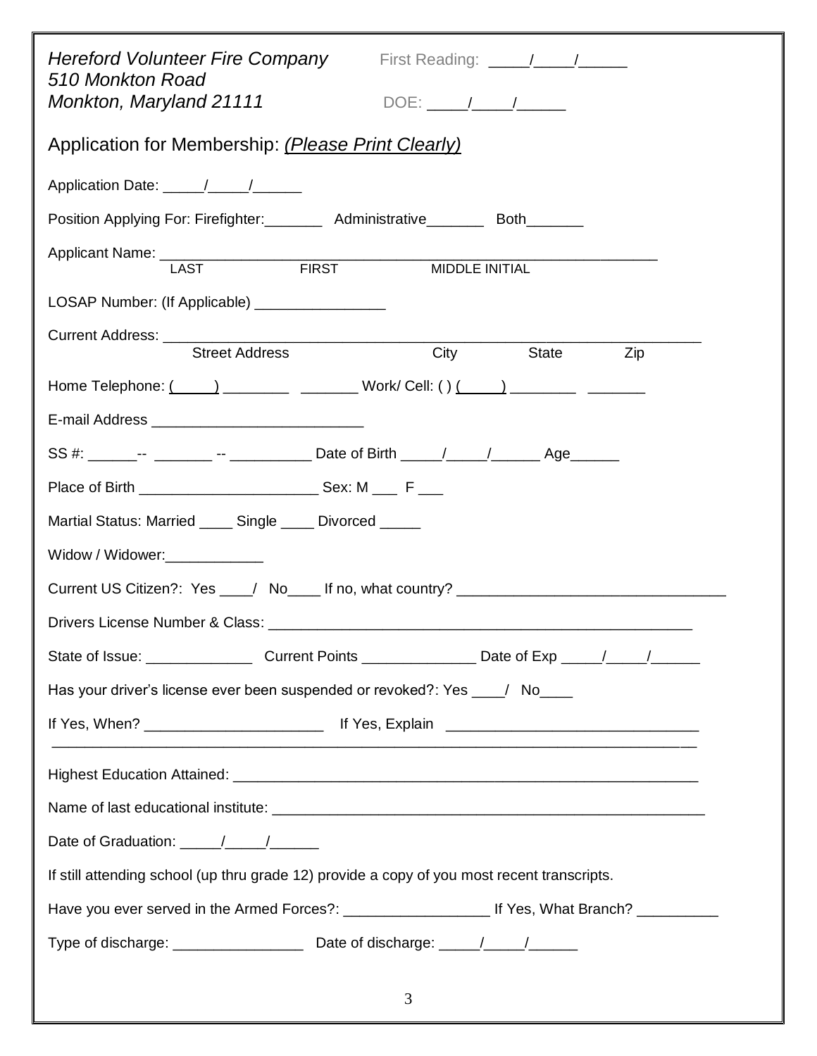*Hereford Volunteer Fire Company*
*510 Monkton Road*
*Monkton, Maryland 21111*

First Reading: _____/_____/______

DOE: _____/_____/______

Application for Membership: *(Please Print Clearly)*

Application Date: _____/_____/______

Position Applying For: Firefighter:_______ Administrative_______ Both_______

Applicant Name: ___________________________________________________________
LAST FIRST MIDDLE INITIAL

LOSAP Number: (If Applicable) ________________

Current Address: ____________________________________________________________
Street Address City State Zip

Home Telephone: (_____) ________ _______ Work/ Cell: ( ) (_____) ________ _______

E-mail Address __________________________

SS #: ______-- _______ -- __________ Date of Birth _____/_____/______ Age______

Place of Birth ______________________ Sex: M ___ F ___

Martial Status: Married ____ Single ____ Divorced _____

Widow / Widower:____________

Current US Citizen?: Yes ____/ No____ If no, what country? _________________________________

Drivers License Number & Class: ______________________________________________________

State of Issue: _____________ Current Points ______________ Date of Exp _____/_____/______

Has your driver's license ever been suspended or revoked?: Yes ____/ No____

If Yes, When? ______________________ If Yes, Explain _______________________________
_________________________________________________________________________________

Highest Education Attained: ___________________________________________________________

Name of last educational institute: ______________________________________________________

Date of Graduation: _____/_____/______

If still attending school (up thru grade 12) provide a copy of you most recent transcripts.

Have you ever served in the Armed Forces?: __________________ If Yes, What Branch? __________

Type of discharge: ________________ Date of discharge: _____/_____/______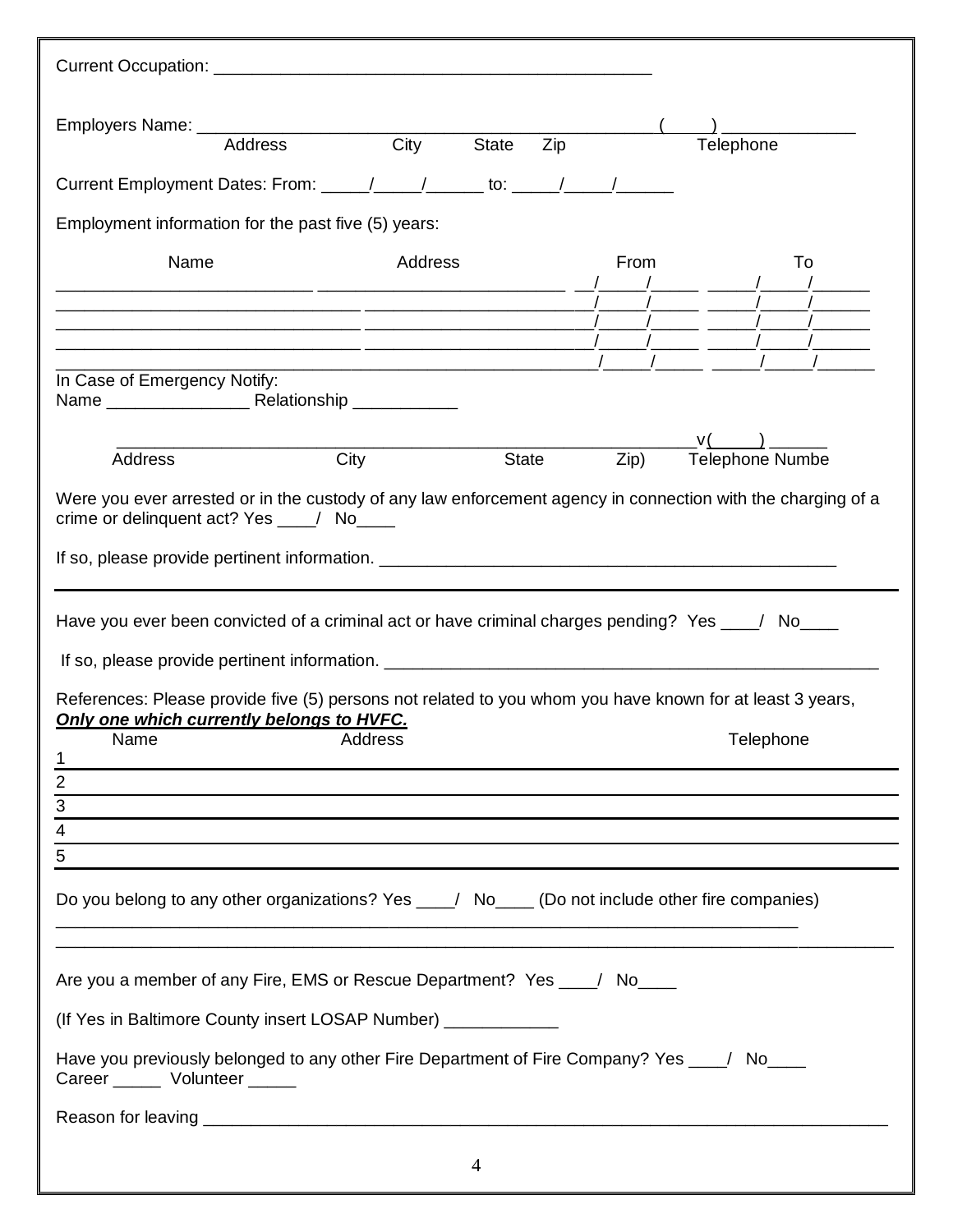Current Occupation: ____________________________________________

Employers Name: ____________________________________________ (____) ____________

Address City State Zip Telephone

Current Employment Dates: From: _____/_____/______ to: _____/_____/______

Employment information for the past five (5) years:

| Name | Address | From | To |
|---|---|---|---|
| __________________________ | __________________________ | __/_____/_____ | _____/_____/______ |
| __________________________ | __________________________ | _/_____/_____ | _____/_____/______ |
| __________________________ | __________________________ | _/_____/_____ | _____/_____/______ |
| __________________________ | __________________________ | _/_____/_____ | _____/_____/______ |
| __________________________ | __________________________ | _/_____/_____ | _____/_____/______ |

In Case of Emergency Notify:

Name _______________ Relationship ___________

__________________________________________________________v(_____) ______

Address City State Zip) Telephone Numbe

Were you ever arrested or in the custody of any law enforcement agency in connection with the charging of a crime or delinquent act? Yes ____/ No____

If so, please provide pertinent information. ______________________________________________

---

Have you ever been convicted of a criminal act or have criminal charges pending? Yes ____/ No____

If so, please provide pertinent information. ______________________________________________

References: Please provide five (5) persons not related to you whom you have known for at least 3 years, ***Only one which currently belongs to HVFC.***

| | Name | Address | Telephone |
|---|---|---|---|
| 1 | | | |
| 2 | | | |
| 3 | | | |
| 4 | | | |
| 5 | | | |

Do you belong to any other organizations? Yes ____/ No____ (Do not include other fire companies)

______________________________________________________________________________

______________________________________________________________________________

Are you a member of any Fire, EMS or Rescue Department? Yes ____/ No____

(If Yes in Baltimore County insert LOSAP Number) ____________

Have you previously belonged to any other Fire Department of Fire Company? Yes ____/ No____

Career _____ Volunteer _____

Reason for leaving ______________________________________________________________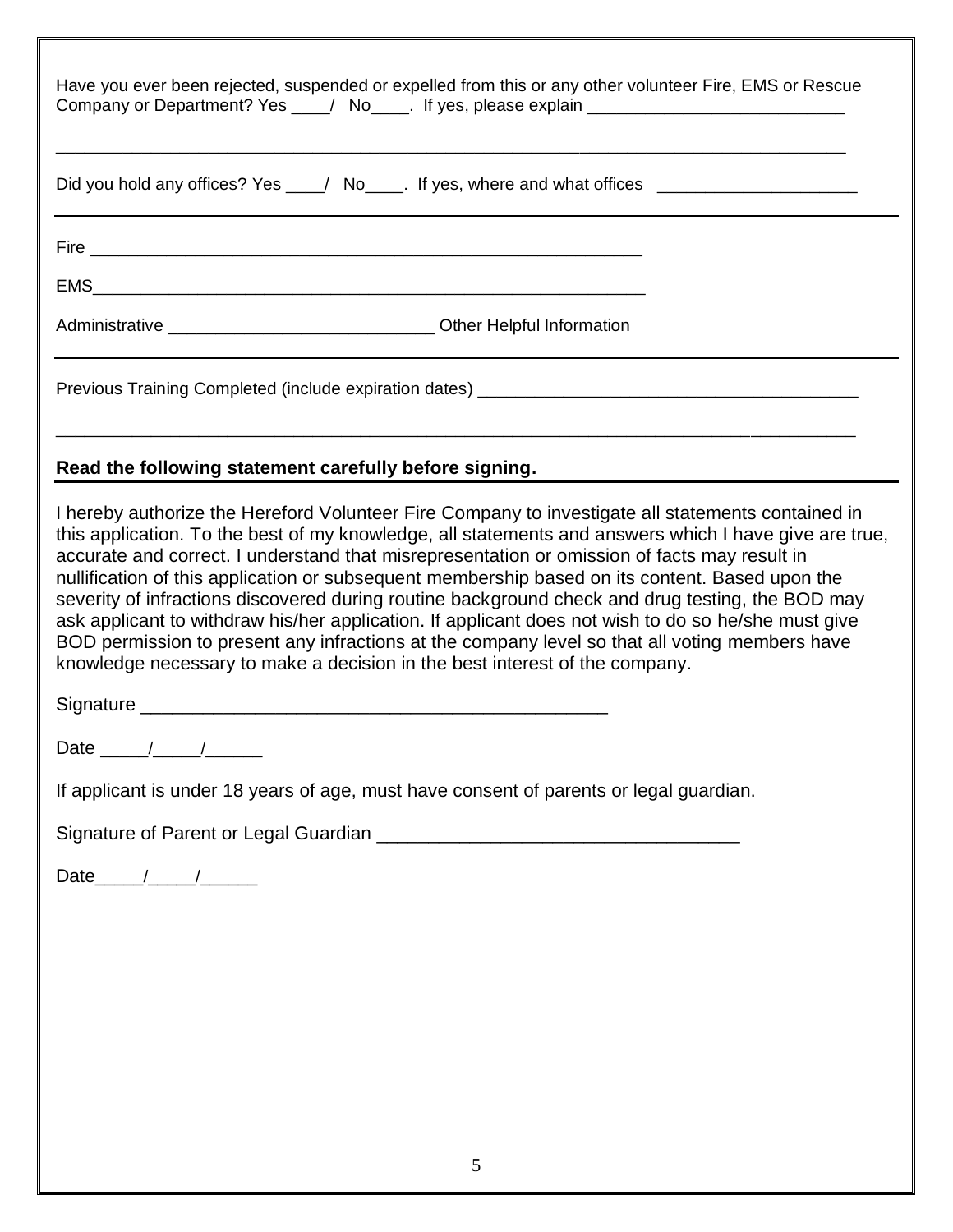Have you ever been rejected, suspended or expelled from this or any other volunteer Fire, EMS or Rescue Company or Department? Yes ____/ No____. If yes, please explain ___________________________

_____________________________________________________________________________________

Did you hold any offices? Yes ____/ No____. If yes, where and what offices _____________________

---

Fire _____________________________________________________________

EMS_____________________________________________________________

Administrative ____________________________ Other Helpful Information

---

Previous Training Completed (include expiration dates) _________________________________________

_____________________________________________________________________________________

**Read the following statement carefully before signing.**

I hereby authorize the Hereford Volunteer Fire Company to investigate all statements contained in this application. To the best of my knowledge, all statements and answers which I have give are true, accurate and correct. I understand that misrepresentation or omission of facts may result in nullification of this application or subsequent membership based on its content. Based upon the severity of infractions discovered during routine background check and drug testing, the BOD may ask applicant to withdraw his/her application. If applicant does not wish to do so he/she must give BOD permission to present any infractions at the company level so that all voting members have knowledge necessary to make a decision in the best interest of the company.

Signature _______________________________________________

Date _____/_____/______

If applicant is under 18 years of age, must have consent of parents or legal guardian.

Signature of Parent or Legal Guardian ___________________________________

Date_____/_____/______